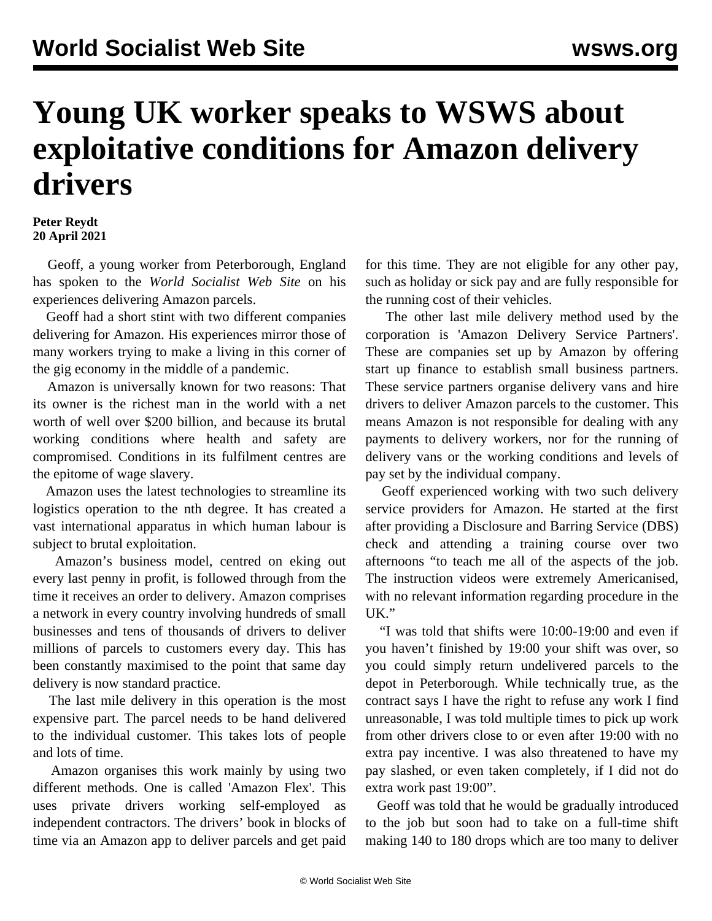# Young UK worker speaks to WSWS about exploitative conditions for Amazon delivery drivers

**Peter Reydt**
**20 April 2021**

Geoff, a young worker from Peterborough, England has spoken to the *World Socialist Web Site* on his experiences delivering Amazon parcels.

Geoff had a short stint with two different companies delivering for Amazon. His experiences mirror those of many workers trying to make a living in this corner of the gig economy in the middle of a pandemic.

Amazon is universally known for two reasons: That its owner is the richest man in the world with a net worth of well over $200 billion, and because its brutal working conditions where health and safety are compromised. Conditions in its fulfilment centres are the epitome of wage slavery.

Amazon uses the latest technologies to streamline its logistics operation to the nth degree. It has created a vast international apparatus in which human labour is subject to brutal exploitation.

Amazon's business model, centred on eking out every last penny in profit, is followed through from the time it receives an order to delivery. Amazon comprises a network in every country involving hundreds of small businesses and tens of thousands of drivers to deliver millions of parcels to customers every day. This has been constantly maximised to the point that same day delivery is now standard practice.

The last mile delivery in this operation is the most expensive part. The parcel needs to be hand delivered to the individual customer. This takes lots of people and lots of time.

Amazon organises this work mainly by using two different methods. One is called 'Amazon Flex'. This uses private drivers working self-employed as independent contractors. The drivers' book in blocks of time via an Amazon app to deliver parcels and get paid for this time. They are not eligible for any other pay, such as holiday or sick pay and are fully responsible for the running cost of their vehicles.

The other last mile delivery method used by the corporation is 'Amazon Delivery Service Partners'. These are companies set up by Amazon by offering start up finance to establish small business partners. These service partners organise delivery vans and hire drivers to deliver Amazon parcels to the customer. This means Amazon is not responsible for dealing with any payments to delivery workers, nor for the running of delivery vans or the working conditions and levels of pay set by the individual company.

Geoff experienced working with two such delivery service providers for Amazon. He started at the first after providing a Disclosure and Barring Service (DBS) check and attending a training course over two afternoons "to teach me all of the aspects of the job. The instruction videos were extremely Americanised, with no relevant information regarding procedure in the UK."

"I was told that shifts were 10:00-19:00 and even if you haven't finished by 19:00 your shift was over, so you could simply return undelivered parcels to the depot in Peterborough. While technically true, as the contract says I have the right to refuse any work I find unreasonable, I was told multiple times to pick up work from other drivers close to or even after 19:00 with no extra pay incentive. I was also threatened to have my pay slashed, or even taken completely, if I did not do extra work past 19:00".

Geoff was told that he would be gradually introduced to the job but soon had to take on a full-time shift making 140 to 180 drops which are too many to deliver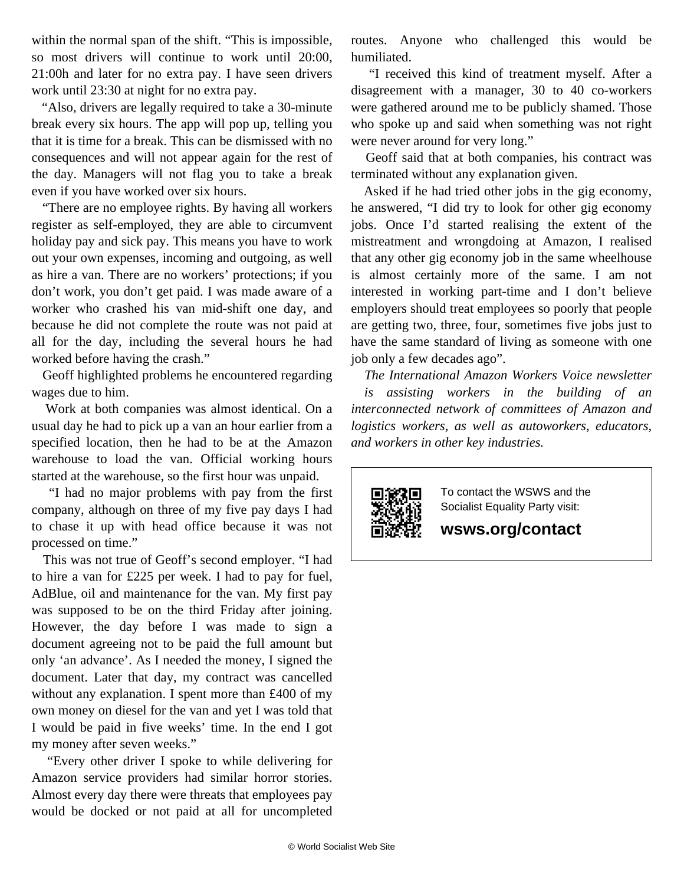within the normal span of the shift. “This is impossible, so most drivers will continue to work until 20:00, 21:00h and later for no extra pay. I have seen drivers work until 23:30 at night for no extra pay.

“Also, drivers are legally required to take a 30-minute break every six hours. The app will pop up, telling you that it is time for a break. This can be dismissed with no consequences and will not appear again for the rest of the day. Managers will not flag you to take a break even if you have worked over six hours.

“There are no employee rights. By having all workers register as self-employed, they are able to circumvent holiday pay and sick pay. This means you have to work out your own expenses, incoming and outgoing, as well as hire a van. There are no workers’ protections; if you don’t work, you don’t get paid. I was made aware of a worker who crashed his van mid-shift one day, and because he did not complete the route was not paid at all for the day, including the several hours he had worked before having the crash.”

Geoff highlighted problems he encountered regarding wages due to him.

Work at both companies was almost identical. On a usual day he had to pick up a van an hour earlier from a specified location, then he had to be at the Amazon warehouse to load the van. Official working hours started at the warehouse, so the first hour was unpaid.

“I had no major problems with pay from the first company, although on three of my five pay days I had to chase it up with head office because it was not processed on time.”

This was not true of Geoff’s second employer. “I had to hire a van for £225 per week. I had to pay for fuel, AdBlue, oil and maintenance for the van. My first pay was supposed to be on the third Friday after joining. However, the day before I was made to sign a document agreeing not to be paid the full amount but only ‘an advance’. As I needed the money, I signed the document. Later that day, my contract was cancelled without any explanation. I spent more than £400 of my own money on diesel for the van and yet I was told that I would be paid in five weeks’ time. In the end I got my money after seven weeks.”

“Every other driver I spoke to while delivering for Amazon service providers had similar horror stories. Almost every day there were threats that employees pay would be docked or not paid at all for uncompleted routes. Anyone who challenged this would be humiliated.

“I received this kind of treatment myself. After a disagreement with a manager, 30 to 40 co-workers were gathered around me to be publicly shamed. Those who spoke up and said when something was not right were never around for very long.”

Geoff said that at both companies, his contract was terminated without any explanation given.

Asked if he had tried other jobs in the gig economy, he answered, “I did try to look for other gig economy jobs. Once I’d started realising the extent of the mistreatment and wrongdoing at Amazon, I realised that any other gig economy job in the same wheelhouse is almost certainly more of the same. I am not interested in working part-time and I don’t believe employers should treat employees so poorly that people are getting two, three, four, sometimes five jobs just to have the same standard of living as someone with one job only a few decades ago”.

*The International Amazon Workers Voice newsletter is assisting workers in the building of an interconnected network of committees of Amazon and logistics workers, as well as autoworkers, educators, and workers in other key industries.*

To contact the WSWS and the Socialist Equality Party visit:

**wsws.org/contact**